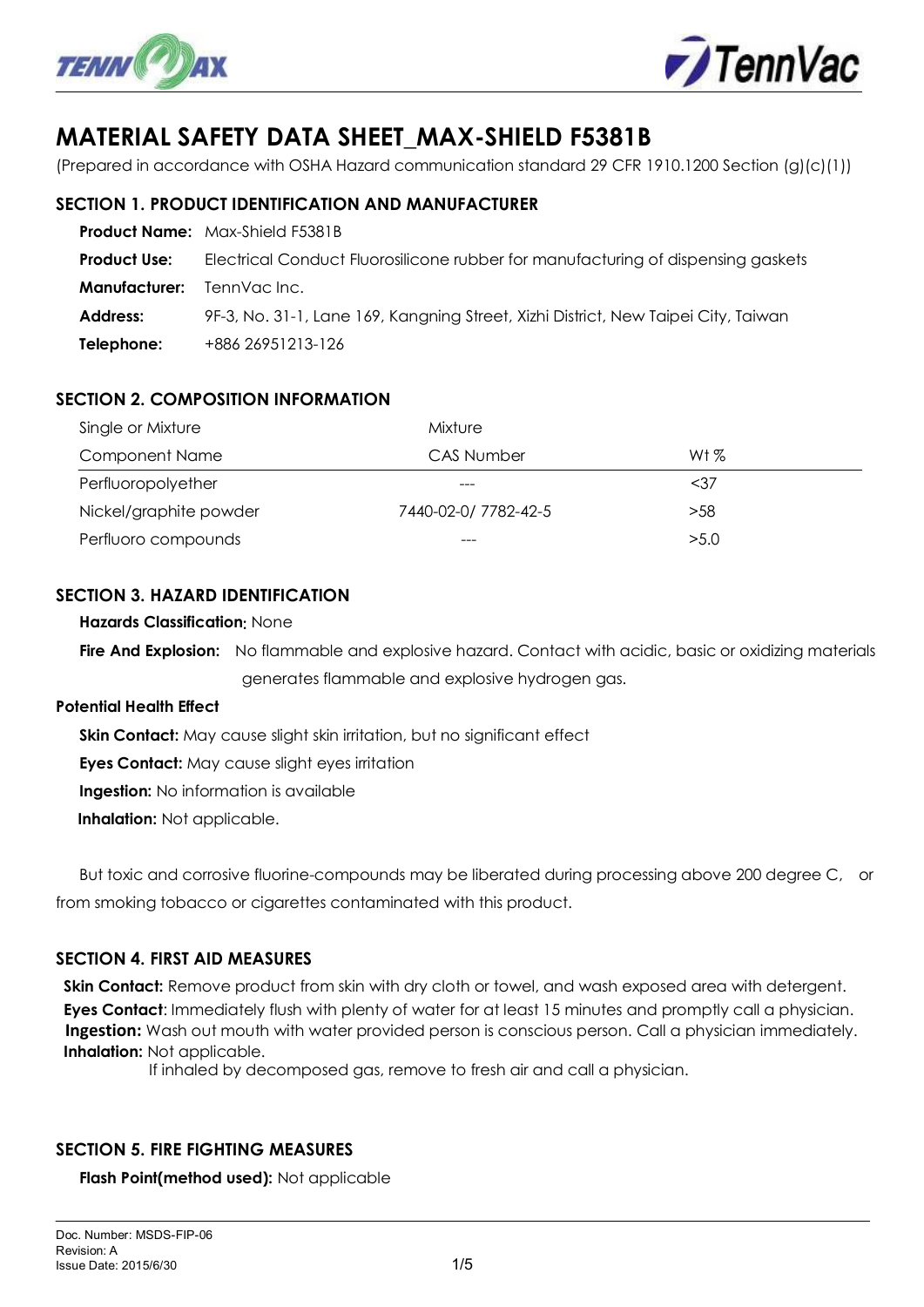# MATERIAL SAFETY DATA SHEET_MAX-SHIELD F5381B

(Prepared in accordance with OSHA Hazard communication standard 29 CFR 1910.1200 Section (g)(c)(1))

## SECTION 1. PRODUCT IDENTIFICATION AND MANUFACTURER

**Product Name:** Max-Shield F5381B

**Product Use:** Electrical Conduct Fluorosilicone rubber for manufacturing of dispensing gaskets

**Manufacturer:** TennVac Inc.

**Address:** 9F-3, No. 31-1, Lane 169, Kangning Street, Xizhi District, New Taipei City, Taiwan

**Telephone:** +886 26951213-126

## SECTION 2. COMPOSITION INFORMATION

Single or Mixture: Mixture

| Component Name | CAS Number | Wt % |
|---|---|---|
| Perfluoropolyether | --- | <37 |
| Nickel/graphite powder | 7440-02-0/ 7782-42-5 | >58 |
| Perfluoro compounds | --- | >5.0 |

## SECTION 3. HAZARD IDENTIFICATION

**Hazards Classification:** None

**Fire And Explosion:** No flammable and explosive hazard. Contact with acidic, basic or oxidizing materials generates flammable and explosive hydrogen gas.

**Potential Health Effect**

**Skin Contact:** May cause slight skin irritation, but no significant effect

**Eyes Contact:** May cause slight eyes irritation

**Ingestion:** No information is available

**Inhalation:** Not applicable.

But toxic and corrosive fluorine-compounds may be liberated during processing above 200 degree C, or from smoking tobacco or cigarettes contaminated with this product.

## SECTION 4. FIRST AID MEASURES

**Skin Contact:** Remove product from skin with dry cloth or towel, and wash exposed area with detergent.

**Eyes Contact**: Immediately flush with plenty of water for at least 15 minutes and promptly call a physician.

**Ingestion:** Wash out mouth with water provided person is conscious person. Call a physician immediately.

**Inhalation:** Not applicable.

If inhaled by decomposed gas, remove to fresh air and call a physician.

## SECTION 5. FIRE FIGHTING MEASURES

**Flash Point(method used):** Not applicable

Doc. Number: MSDS-FIP-06
Revision: A
Issue Date: 2015/6/30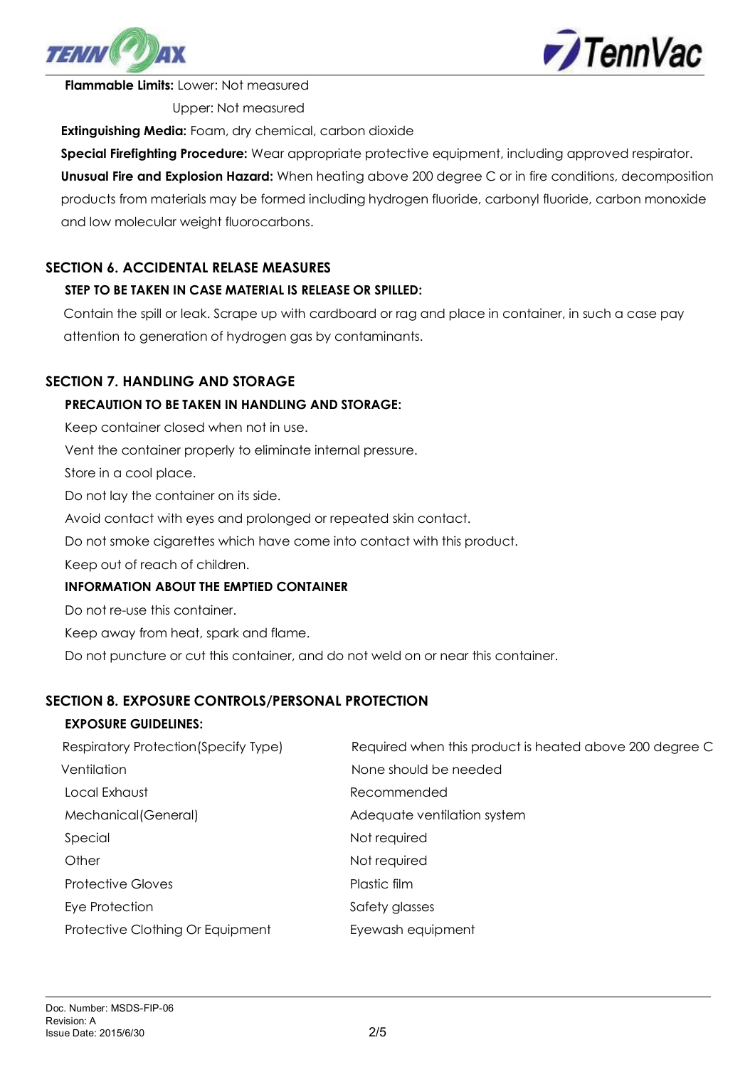**Flammable Limits:** Lower: Not measured

Upper: Not measured

**Extinguishing Media:** Foam, dry chemical, carbon dioxide

**Special Firefighting Procedure:** Wear appropriate protective equipment, including approved respirator.

**Unusual Fire and Explosion Hazard:** When heating above 200 degree C or in fire conditions, decomposition products from materials may be formed including hydrogen fluoride, carbonyl fluoride, carbon monoxide and low molecular weight fluorocarbons.

## SECTION 6. ACCIDENTAL RELASE MEASURES

### STEP TO BE TAKEN IN CASE MATERIAL IS RELEASE OR SPILLED:

Contain the spill or leak. Scrape up with cardboard or rag and place in container, in such a case pay attention to generation of hydrogen gas by contaminants.

## SECTION 7. HANDLING AND STORAGE

### PRECAUTION TO BE TAKEN IN HANDLING AND STORAGE:

Keep container closed when not in use.

Vent the container properly to eliminate internal pressure.

Store in a cool place.

Do not lay the container on its side.

Avoid contact with eyes and prolonged or repeated skin contact.

Do not smoke cigarettes which have come into contact with this product.

Keep out of reach of children.

### INFORMATION ABOUT THE EMPTIED CONTAINER

Do not re-use this container.

Keep away from heat, spark and flame.

Do not puncture or cut this container, and do not weld on or near this container.

## SECTION 8. EXPOSURE CONTROLS/PERSONAL PROTECTION

### EXPOSURE GUIDELINES:

| | |
|---|---|
| Respiratory Protection(Specify Type) | Required when this product is heated above 200 degree C |
| Ventilation | None should be needed |
| Local Exhaust | Recommended |
| Mechanical(General) | Adequate ventilation system |
| Special | Not required |
| Other | Not required |
| Protective Gloves | Plastic film |
| Eye Protection | Safety glasses |
| Protective Clothing Or Equipment | Eyewash equipment |

Doc. Number: MSDS-FIP-06
Revision: A
Issue Date: 2015/6/30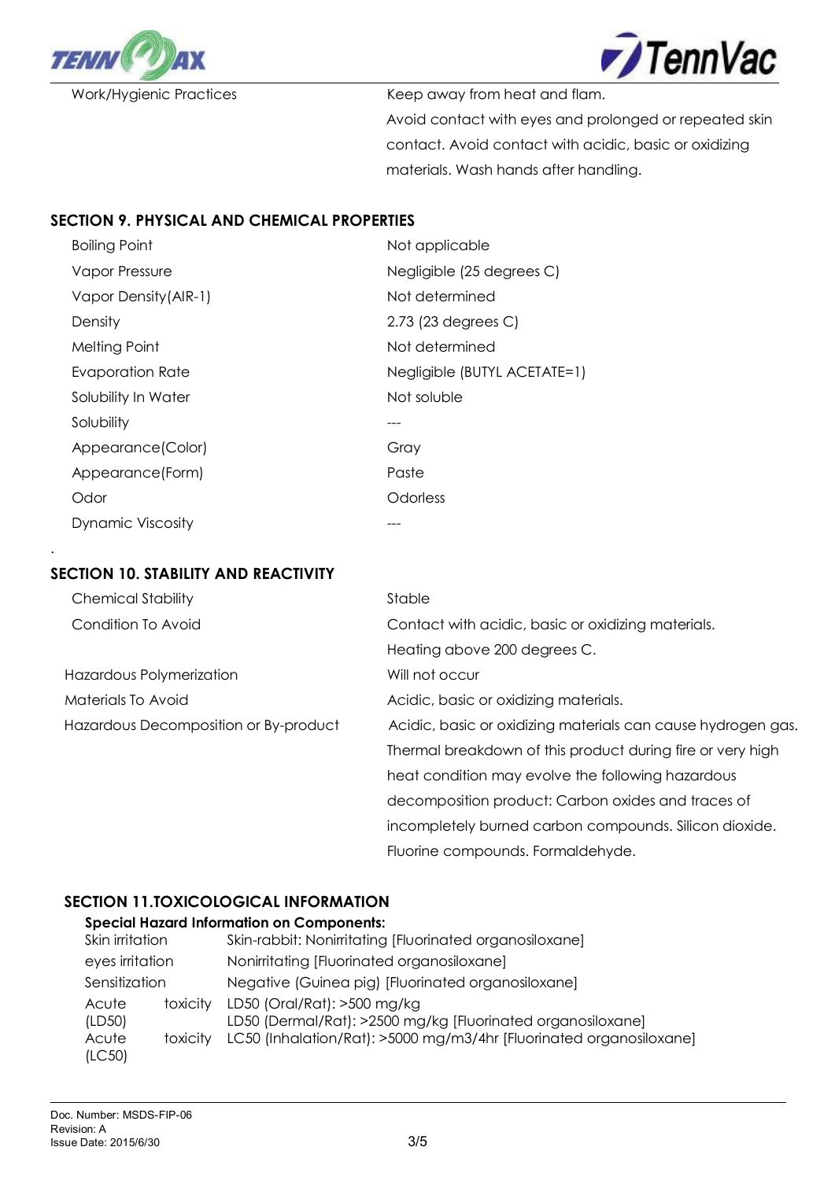| | |
|---|---|
| Work/Hygienic Practices | Keep away from heat and flam. Avoid contact with eyes and prolonged or repeated skin contact. Avoid contact with acidic, basic or oxidizing materials. Wash hands after handling. |

## SECTION 9. PHYSICAL AND CHEMICAL PROPERTIES

| | |
|---|---|
| Boiling Point | Not applicable |
| Vapor Pressure | Negligible (25 degrees C) |
| Vapor Density(AIR-1) | Not determined |
| Density | 2.73 (23 degrees C) |
| Melting Point | Not determined |
| Evaporation Rate | Negligible (BUTYL ACETATE=1) |
| Solubility In Water | Not soluble |
| Solubility | --- |
| Appearance(Color) | Gray |
| Appearance(Form) | Paste |
| Odor | Odorless |
| Dynamic Viscosity | --- |

## SECTION 10. STABILITY AND REACTIVITY

| | |
|---|---|
| Chemical Stability | Stable |
| Condition To Avoid | Contact with acidic, basic or oxidizing materials. Heating above 200 degrees C. |
| Hazardous Polymerization | Will not occur |
| Materials To Avoid | Acidic, basic or oxidizing materials. |
| Hazardous Decomposition or By-product | Acidic, basic or oxidizing materials can cause hydrogen gas. Thermal breakdown of this product during fire or very high heat condition may evolve the following hazardous decomposition product: Carbon oxides and traces of incompletely burned carbon compounds. Silicon dioxide. Fluorine compounds. Formaldehyde. |

## SECTION 11.TOXICOLOGICAL INFORMATION

**Special Hazard Information on Components:**

| | |
|---|---|
| Skin irritation | Skin-rabbit: Nonirritating [Fluorinated organosiloxane] |
| eyes irritation | Nonirritating [Fluorinated organosiloxane] |
| Sensitization | Negative (Guinea pig) [Fluorinated organosiloxane] |
| Acute toxicity (LD50) | LD50 (Oral/Rat): >500 mg/kg<br>LD50 (Dermal/Rat): >2500 mg/kg [Fluorinated organosiloxane] |
| Acute toxicity (LC50) | LC50 (Inhalation/Rat): >5000 mg/m3/4hr [Fluorinated organosiloxane] |

Doc. Number: MSDS-FIP-06
Revision: A
Issue Date: 2015/6/30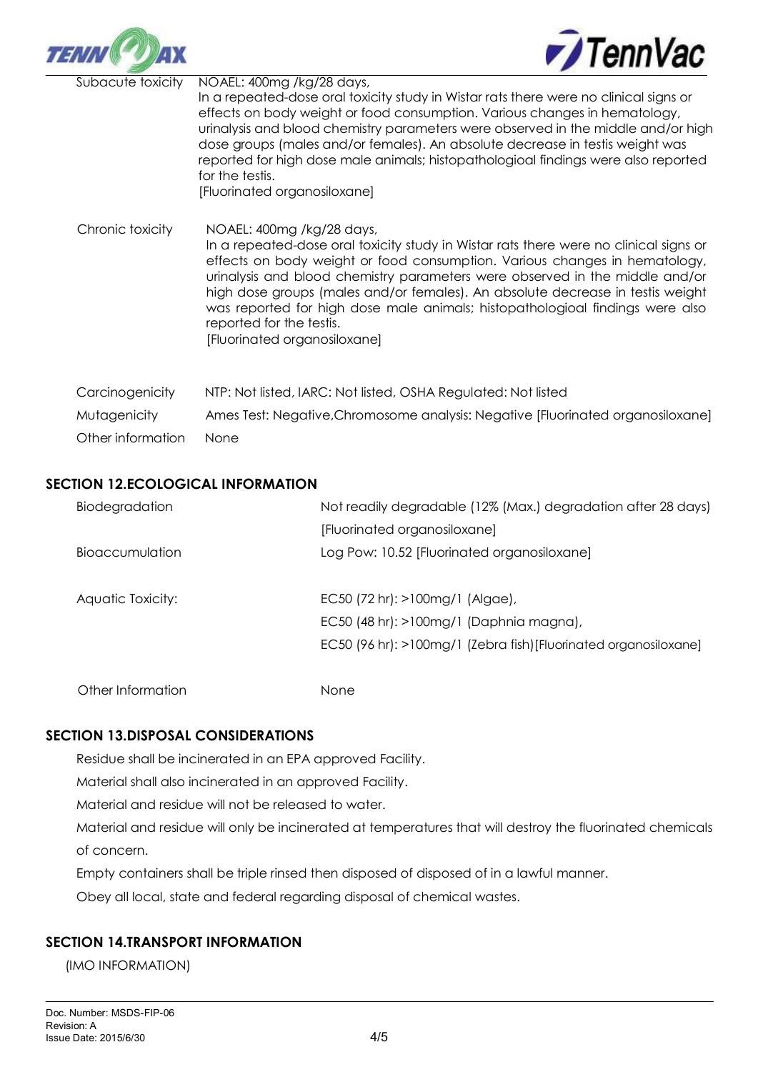| | |
|---|---|
| Subacute toxicity | NOAEL: 400mg /kg/28 days, In a repeated-dose oral toxicity study in Wistar rats there were no clinical signs or effects on body weight or food consumption. Various changes in hematology, urinalysis and blood chemistry parameters were observed in the middle and/or high dose groups (males and/or females). An absolute decrease in testis weight was reported for high dose male animals; histopathologioal findings were also reported for the testis. [Fluorinated organosiloxane] |
| Chronic toxicity | NOAEL: 400mg /kg/28 days, In a repeated-dose oral toxicity study in Wistar rats there were no clinical signs or effects on body weight or food consumption. Various changes in hematology, urinalysis and blood chemistry parameters were observed in the middle and/or high dose groups (males and/or females). An absolute decrease in testis weight was reported for high dose male animals; histopathologioal findings were also reported for the testis. [Fluorinated organosiloxane] |
| Carcinogenicity | NTP: Not listed, IARC: Not listed, OSHA Regulated: Not listed |
| Mutagenicity | Ames Test: Negative,Chromosome analysis: Negative [Fluorinated organosiloxane] |
| Other information | None |

## SECTION 12.ECOLOGICAL INFORMATION

| | |
|---|---|
| Biodegradation | Not readily degradable (12% (Max.) degradation after 28 days) [Fluorinated organosiloxane] |
| Bioaccumulation | Log Pow: 10.52 [Fluorinated organosiloxane] |
| Aquatic Toxicity: | EC50 (72 hr): >100mg/1 (Algae), EC50 (48 hr): >100mg/1 (Daphnia magna), EC50 (96 hr): >100mg/1 (Zebra fish)[Fluorinated organosiloxane] |
| Other Information | None |

## SECTION 13.DISPOSAL CONSIDERATIONS

Residue shall be incinerated in an EPA approved Facility.

Material shall also incinerated in an approved Facility.

Material and residue will not be released to water.

Material and residue will only be incinerated at temperatures that will destroy the fluorinated chemicals of concern.

Empty containers shall be triple rinsed then disposed of disposed of in a lawful manner.

Obey all local, state and federal regarding disposal of chemical wastes.

## SECTION 14.TRANSPORT INFORMATION

(IMO INFORMATION)

Doc. Number: MSDS-FIP-06
Revision: A
Issue Date: 2015/6/30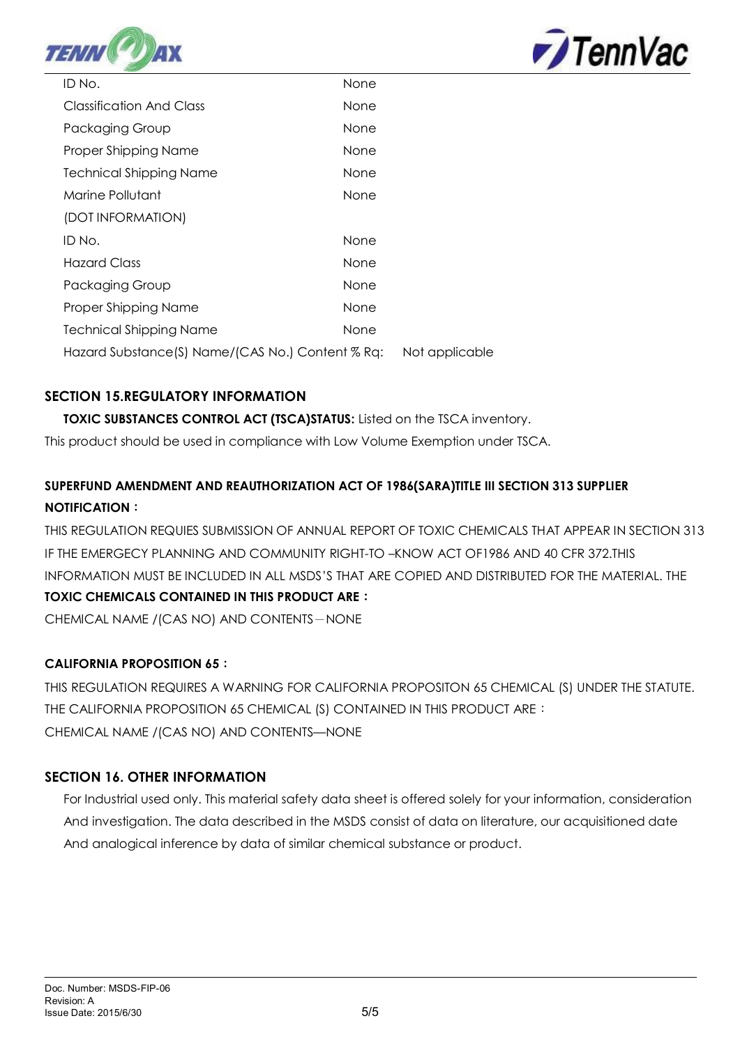| | |
|---|---|
| ID No. | None |
| Classification And Class | None |
| Packaging Group | None |
| Proper Shipping Name | None |
| Technical Shipping Name | None |
| Marine Pollutant | None |
| (DOT INFORMATION) | |
| ID No. | None |
| Hazard Class | None |
| Packaging Group | None |
| Proper Shipping Name | None |
| Technical Shipping Name | None |
| Hazard Substance(S) Name/(CAS No.) Content % Rq: | Not applicable |

## SECTION 15.REGULATORY INFORMATION

**TOXIC SUBSTANCES CONTROL ACT (TSCA)STATUS:** Listed on the TSCA inventory.

This product should be used in compliance with Low Volume Exemption under TSCA.

**SUPERFUND AMENDMENT AND REAUTHORIZATION ACT OF 1986(SARA)TITLE III SECTION 313 SUPPLIER NOTIFICATION：**

THIS REGULATION REQUIES SUBMISSION OF ANNUAL REPORT OF TOXIC CHEMICALS THAT APPEAR IN SECTION 313 IF THE EMERGECY PLANNING AND COMMUNITY RIGHT-TO –KNOW ACT OF1986 AND 40 CFR 372.THIS INFORMATION MUST BE INCLUDED IN ALL MSDS'S THAT ARE COPIED AND DISTRIBUTED FOR THE MATERIAL. THE **TOXIC CHEMICALS CONTAINED IN THIS PRODUCT ARE：**

CHEMICAL NAME /(CAS NO) AND CONTENTS－NONE

**CALIFORNIA PROPOSITION 65：**

THIS REGULATION REQUIRES A WARNING FOR CALIFORNIA PROPOSITON 65 CHEMICAL (S) UNDER THE STATUTE. THE CALIFORNIA PROPOSITION 65 CHEMICAL (S) CONTAINED IN THIS PRODUCT ARE：

CHEMICAL NAME /(CAS NO) AND CONTENTS—NONE

## SECTION 16. OTHER INFORMATION

For Industrial used only. This material safety data sheet is offered solely for your information, consideration And investigation. The data described in the MSDS consist of data on literature, our acquisitioned date And analogical inference by data of similar chemical substance or product.

Doc. Number: MSDS-FIP-06
Revision: A
Issue Date: 2015/6/30